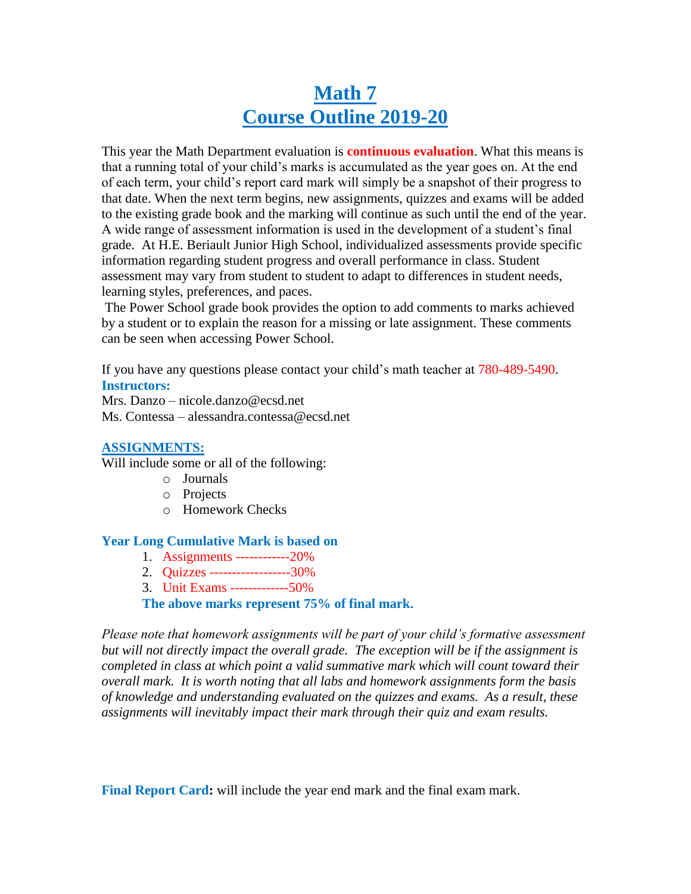# Math 7
# Course Outline 2019-20

This year the Math Department evaluation is **continuous evaluation**. What this means is that a running total of your child's marks is accumulated as the year goes on. At the end of each term, your child's report card mark will simply be a snapshot of their progress to that date. When the next term begins, new assignments, quizzes and exams will be added to the existing grade book and the marking will continue as such until the end of the year. A wide range of assessment information is used in the development of a student's final grade. At H.E. Beriault Junior High School, individualized assessments provide specific information regarding student progress and overall performance in class. Student assessment may vary from student to student to adapt to differences in student needs, learning styles, preferences, and paces.

The Power School grade book provides the option to add comments to marks achieved by a student or to explain the reason for a missing or late assignment. These comments can be seen when accessing Power School.

If you have any questions please contact your child's math teacher at 780-489-5490.

**Instructors:**

Mrs. Danzo – nicole.danzo@ecsd.net
Ms. Contessa – alessandra.contessa@ecsd.net

**ASSIGNMENTS:**

Will include some or all of the following:

- Journals
- Projects
- Homework Checks

**Year Long Cumulative Mark is based on**

1. Assignments ------------20%
2. Quizzes ------------------30%
3. Unit Exams -------------50%

**The above marks represent 75% of final mark.**

*Please note that homework assignments will be part of your child's formative assessment but will not directly impact the overall grade. The exception will be if the assignment is completed in class at which point a valid summative mark which will count toward their overall mark. It is worth noting that all labs and homework assignments form the basis of knowledge and understanding evaluated on the quizzes and exams. As a result, these assignments will inevitably impact their mark through their quiz and exam results.*

**Final Report Card:** will include the year end mark and the final exam mark.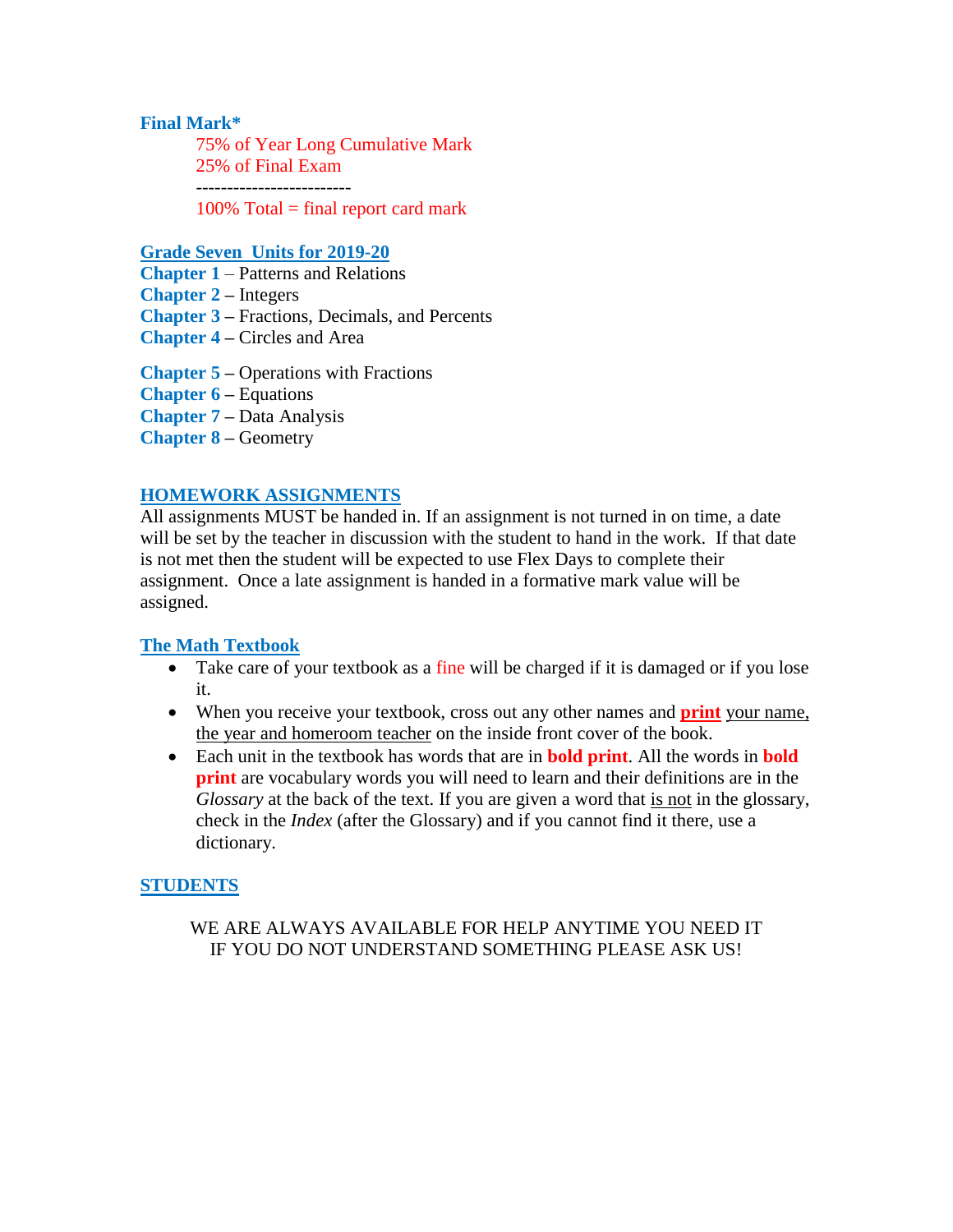**Final Mark***

75% of Year Long Cumulative Mark
25% of Final Exam
-------------------------
100% Total = final report card mark

## Grade Seven Units for 2019-20

**Chapter 1** – Patterns and Relations
**Chapter 2** – Integers
**Chapter 3** – Fractions, Decimals, and Percents
**Chapter 4** – Circles and Area

**Chapter 5** – Operations with Fractions
**Chapter 6** – Equations
**Chapter 7** – Data Analysis
**Chapter 8** – Geometry

## HOMEWORK ASSIGNMENTS

All assignments MUST be handed in. If an assignment is not turned in on time, a date will be set by the teacher in discussion with the student to hand in the work. If that date is not met then the student will be expected to use Flex Days to complete their assignment. Once a late assignment is handed in a formative mark value will be assigned.

## The Math Textbook

- Take care of your textbook as a fine will be charged if it is damaged or if you lose it.
- When you receive your textbook, cross out any other names and **print** your name, the year and homeroom teacher on the inside front cover of the book.
- Each unit in the textbook has words that are in **bold print**. All the words in **bold print** are vocabulary words you will need to learn and their definitions are in the *Glossary* at the back of the text. If you are given a word that is not in the glossary, check in the *Index* (after the Glossary) and if you cannot find it there, use a dictionary.

## STUDENTS

WE ARE ALWAYS AVAILABLE FOR HELP ANYTIME YOU NEED IT
IF YOU DO NOT UNDERSTAND SOMETHING PLEASE ASK US!